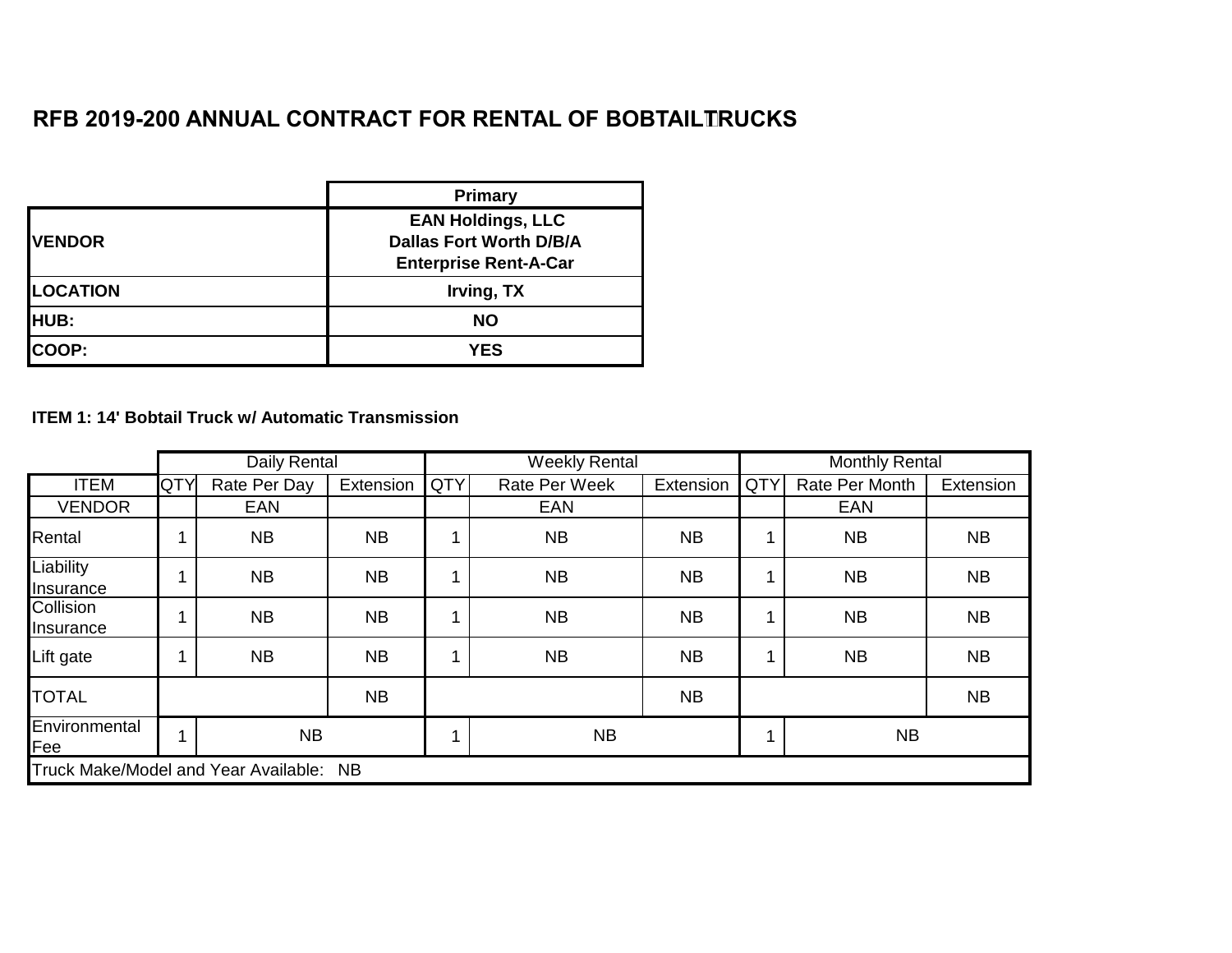# RFB 2019-200 ANNUAL CONTRACT FOR RENTAL OF BOBTAIL TRUCKS

| | Primary |
|---|---|
| **VENDOR** | **EAN Holdings, LLC Dallas Fort Worth D/B/A Enterprise Rent-A-Car** |
| **LOCATION** | **Irving, TX** |
| **HUB:** | **NO** |
| **COOP:** | **YES** |

**ITEM 1: 14' Bobtail Truck w/ Automatic Transmission**

| | Daily Rental | | | Weekly Rental | | | Monthly Rental | | |
|---|---|---|---|---|---|---|---|---|---|
| ITEM | QTY | Rate Per Day | Extension | QTY | Rate Per Week | Extension | QTY | Rate Per Month | Extension |
| VENDOR | | EAN | | | EAN | | | EAN | |
| Rental | 1 | NB | NB | 1 | NB | NB | 1 | NB | NB |
| Liability Insurance | 1 | NB | NB | 1 | NB | NB | 1 | NB | NB |
| Collision Insurance | 1 | NB | NB | 1 | NB | NB | 1 | NB | NB |
| Lift gate | 1 | NB | NB | 1 | NB | NB | 1 | NB | NB |
| TOTAL | | | NB | | | NB | | | NB |
| Environmental Fee | 1 | NB | | 1 | NB | | 1 | NB | |
| Truck Make/Model and Year Available: NB | | | | | | | | | |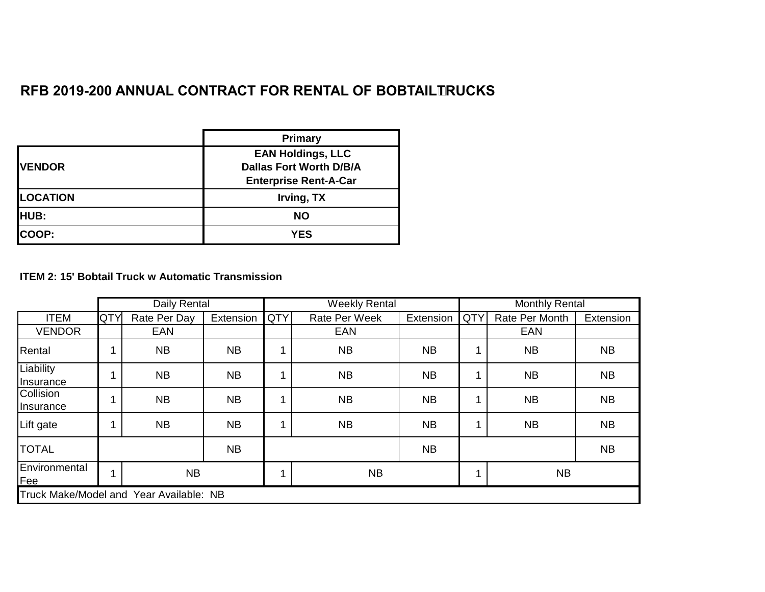# RFB 2019-200 ANNUAL CONTRACT FOR RENTAL OF BOBTAIL TRUCKS

| | Primary |
|---|---|
| **VENDOR** | **EAN Holdings, LLC Dallas Fort Worth D/B/A Enterprise Rent-A-Car** |
| **LOCATION** | **Irving, TX** |
| **HUB:** | **NO** |
| **COOP:** | **YES** |

**ITEM 2: 15' Bobtail Truck w Automatic Transmission**

| | Daily Rental | | | Weekly Rental | | | Monthly Rental | | |
|---|---|---|---|---|---|---|---|---|---|
| ITEM | QTY | Rate Per Day | Extension | QTY | Rate Per Week | Extension | QTY | Rate Per Month | Extension |
| VENDOR | | EAN | | | EAN | | | EAN | |
| Rental | 1 | NB | NB | 1 | NB | NB | 1 | NB | NB |
| Liability Insurance | 1 | NB | NB | 1 | NB | NB | 1 | NB | NB |
| Collision Insurance | 1 | NB | NB | 1 | NB | NB | 1 | NB | NB |
| Lift gate | 1 | NB | NB | 1 | NB | NB | 1 | NB | NB |
| TOTAL | | | NB | | | NB | | | NB |
| Environmental Fee | 1 | NB | | 1 | NB | | 1 | NB | |
| Truck Make/Model and Year Available: NB | | | | | | | | | |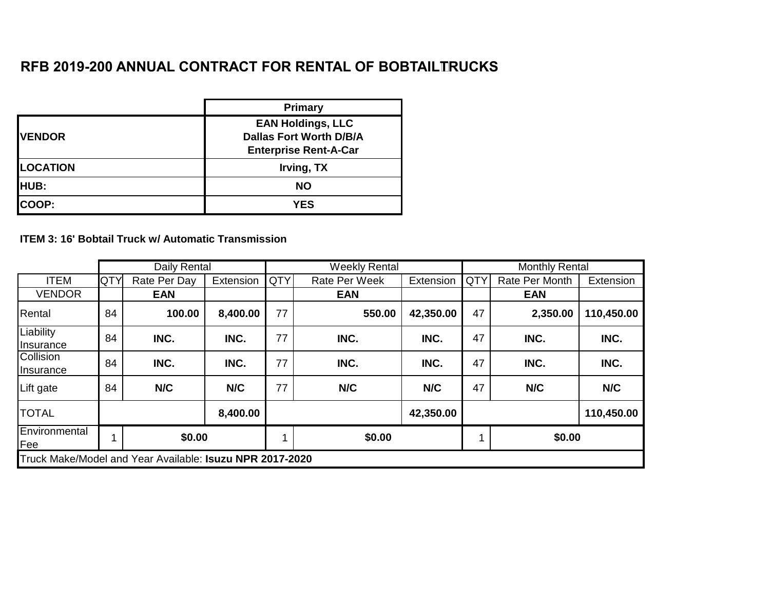# RFB 2019-200 ANNUAL CONTRACT FOR RENTAL OF BOBTAIL TRUCKS

| | Primary |
|---|---|
| **VENDOR** | **EAN Holdings, LLC Dallas Fort Worth D/B/A Enterprise Rent-A-Car** |
| **LOCATION** | **Irving, TX** |
| **HUB:** | **NO** |
| **COOP:** | **YES** |

**ITEM 3: 16' Bobtail Truck w/ Automatic Transmission**

| | Daily Rental | | | Weekly Rental | | | Monthly Rental | | |
|---|---|---|---|---|---|---|---|---|---|
| ITEM | QTY | Rate Per Day | Extension | QTY | Rate Per Week | Extension | QTY | Rate Per Month | Extension |
| VENDOR | | **EAN** | | | **EAN** | | | **EAN** | |
| Rental | 84 | **100.00** | **8,400.00** | 77 | **550.00** | **42,350.00** | 47 | **2,350.00** | **110,450.00** |
| Liability Insurance | 84 | **INC.** | **INC.** | 77 | **INC.** | **INC.** | 47 | **INC.** | **INC.** |
| Collision Insurance | 84 | **INC.** | **INC.** | 77 | **INC.** | **INC.** | 47 | **INC.** | **INC.** |
| Lift gate | 84 | **N/C** | **N/C** | 77 | **N/C** | **N/C** | 47 | **N/C** | **N/C** |
| TOTAL | | | **8,400.00** | | | **42,350.00** | | | **110,450.00** |
| Environmental Fee | 1 | **$0.00** | | 1 | **$0.00** | | 1 | **$0.00** | |
| Truck Make/Model and Year Available: **Isuzu NPR 2017-2020** | | | | | | | | | |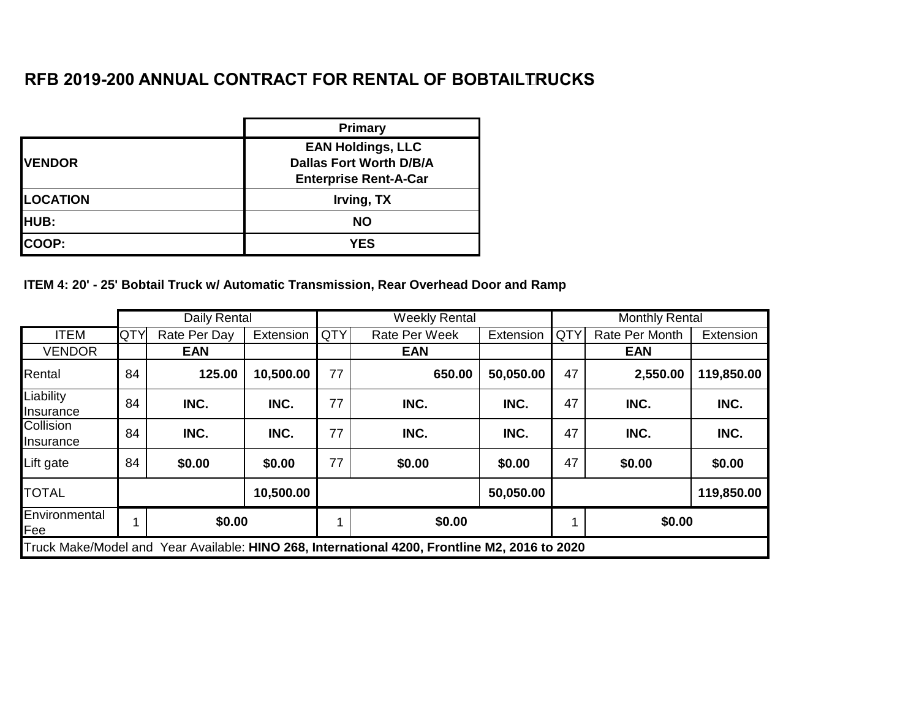# RFB 2019-200 ANNUAL CONTRACT FOR RENTAL OF BOBTAIL TRUCKS

| | Primary |
|---|---|
| **VENDOR** | **EAN Holdings, LLC Dallas Fort Worth D/B/A Enterprise Rent-A-Car** |
| **LOCATION** | **Irving, TX** |
| **HUB:** | **NO** |
| **COOP:** | **YES** |

**ITEM 4: 20' - 25' Bobtail Truck w/ Automatic Transmission, Rear Overhead Door and Ramp**

| | Daily Rental | | | Weekly Rental | | | Monthly Rental | | |
|---|---|---|---|---|---|---|---|---|---|
| ITEM | QTY | Rate Per Day | Extension | QTY | Rate Per Week | Extension | QTY | Rate Per Month | Extension |
| VENDOR | | **EAN** | | | **EAN** | | | **EAN** | |
| Rental | 84 | **125.00** | **10,500.00** | 77 | **650.00** | **50,050.00** | 47 | **2,550.00** | **119,850.00** |
| Liability Insurance | 84 | **INC.** | **INC.** | 77 | **INC.** | **INC.** | 47 | **INC.** | **INC.** |
| Collision Insurance | 84 | **INC.** | **INC.** | 77 | **INC.** | **INC.** | 47 | **INC.** | **INC.** |
| Lift gate | 84 | **$0.00** | **$0.00** | 77 | **$0.00** | **$0.00** | 47 | **$0.00** | **$0.00** |
| TOTAL | | | **10,500.00** | | | **50,050.00** | | | **119,850.00** |
| Environmental Fee | 1 | **$0.00** | | 1 | **$0.00** | | 1 | **$0.00** | |
| Truck Make/Model and Year Available: **HINO 268, International 4200, Frontline M2, 2016 to 2020** | | | | | | | | | |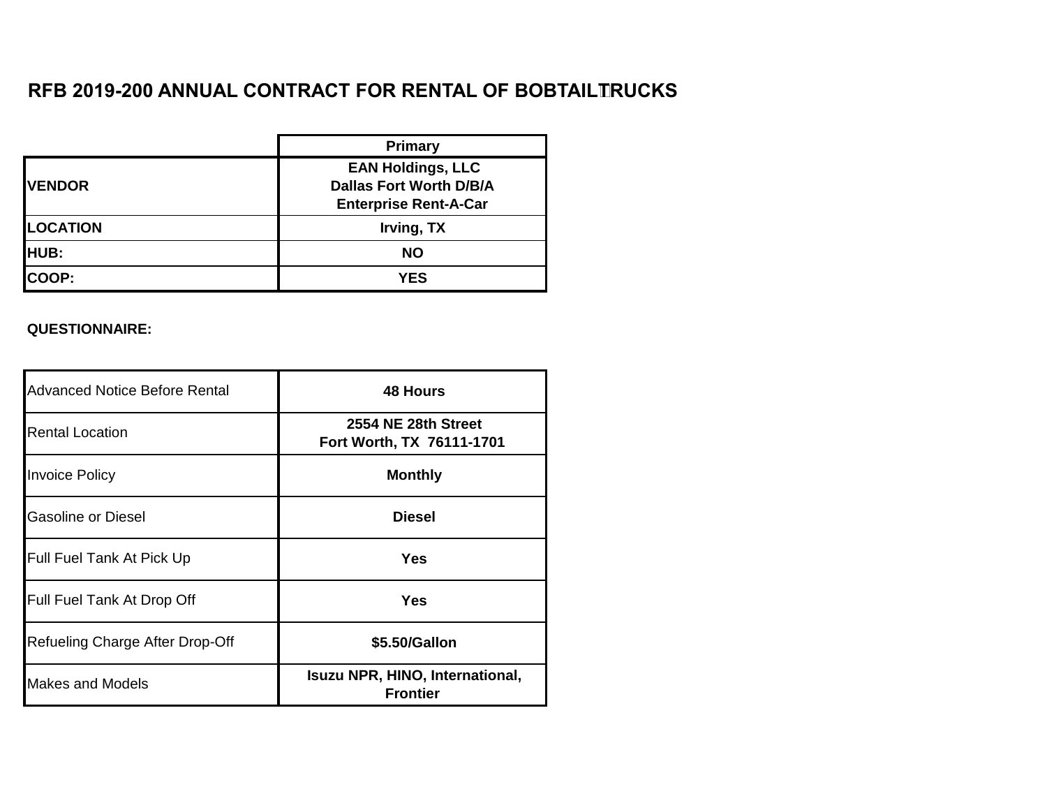# RFB 2019-200 ANNUAL CONTRACT FOR RENTAL OF BOBTAIL TRUCKS

| | Primary |
|---|---|
| **VENDOR** | **EAN Holdings, LLC Dallas Fort Worth D/B/A Enterprise Rent-A-Car** |
| **LOCATION** | **Irving, TX** |
| **HUB:** | **NO** |
| **COOP:** | **YES** |

**QUESTIONNAIRE:**

| | |
|---|---|
| Advanced Notice Before Rental | **48 Hours** |
| Rental Location | **2554 NE 28th Street Fort Worth, TX 76111-1701** |
| Invoice Policy | **Monthly** |
| Gasoline or Diesel | **Diesel** |
| Full Fuel Tank At Pick Up | **Yes** |
| Full Fuel Tank At Drop Off | **Yes** |
| Refueling Charge After Drop-Off | **$5.50/Gallon** |
| Makes and Models | **Isuzu NPR, HINO, International, Frontier** |